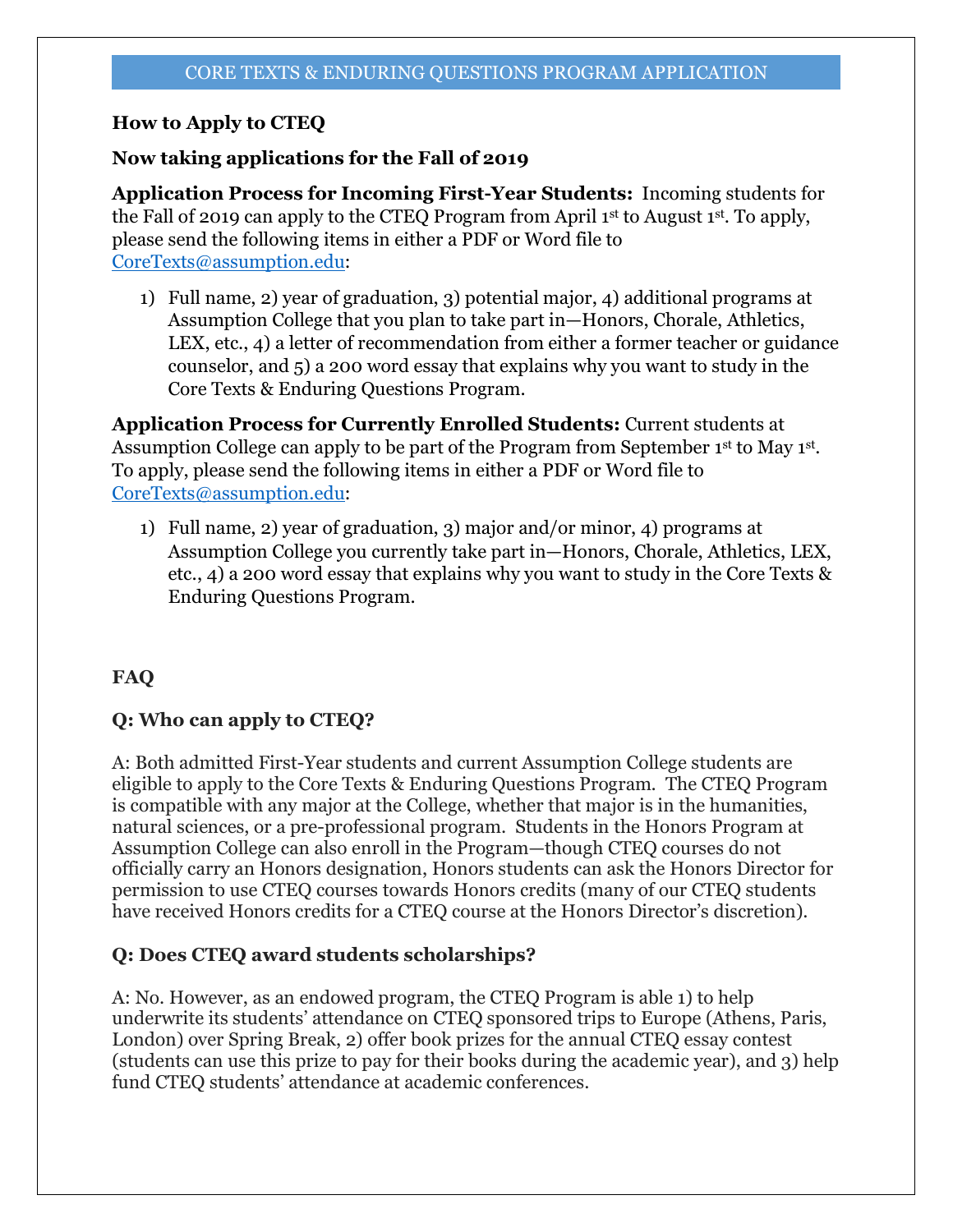# CORE TEXTS & ENDURING QUESTIONS PROGRAM APPLICATION

**How to Apply to CTEQ**

**Now taking applications for the Fall of 2019**

**Application Process for Incoming First-Year Students:** Incoming students for the Fall of 2019 can apply to the CTEQ Program from April 1st to August 1st. To apply, please send the following items in either a PDF or Word file to CoreTexts@assumption.edu:

1) Full name, 2) year of graduation, 3) potential major, 4) additional programs at Assumption College that you plan to take part in—Honors, Chorale, Athletics, LEX, etc., 4) a letter of recommendation from either a former teacher or guidance counselor, and 5) a 200 word essay that explains why you want to study in the Core Texts & Enduring Questions Program.

**Application Process for Currently Enrolled Students:** Current students at Assumption College can apply to be part of the Program from September 1st to May 1st. To apply, please send the following items in either a PDF or Word file to CoreTexts@assumption.edu:

1) Full name, 2) year of graduation, 3) major and/or minor, 4) programs at Assumption College you currently take part in—Honors, Chorale, Athletics, LEX, etc., 4) a 200 word essay that explains why you want to study in the Core Texts & Enduring Questions Program.

**FAQ**

**Q: Who can apply to CTEQ?**

A: Both admitted First-Year students and current Assumption College students are eligible to apply to the Core Texts & Enduring Questions Program. The CTEQ Program is compatible with any major at the College, whether that major is in the humanities, natural sciences, or a pre-professional program. Students in the Honors Program at Assumption College can also enroll in the Program—though CTEQ courses do not officially carry an Honors designation, Honors students can ask the Honors Director for permission to use CTEQ courses towards Honors credits (many of our CTEQ students have received Honors credits for a CTEQ course at the Honors Director's discretion).

**Q: Does CTEQ award students scholarships?**

A: No. However, as an endowed program, the CTEQ Program is able 1) to help underwrite its students' attendance on CTEQ sponsored trips to Europe (Athens, Paris, London) over Spring Break, 2) offer book prizes for the annual CTEQ essay contest (students can use this prize to pay for their books during the academic year), and 3) help fund CTEQ students' attendance at academic conferences.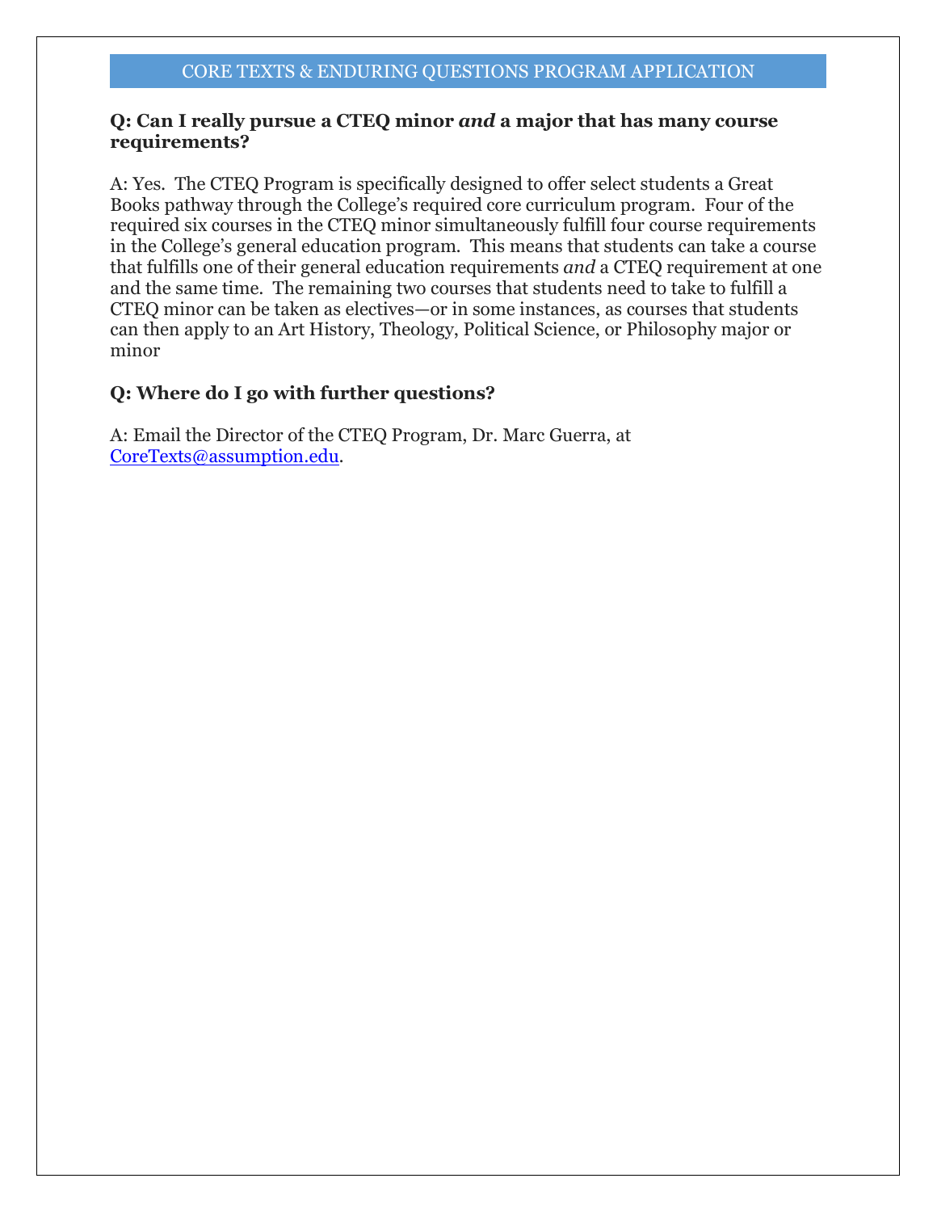CORE TEXTS & ENDURING QUESTIONS PROGRAM APPLICATION

**Q: Can I really pursue a CTEQ minor *and* a major that has many course requirements?**

A: Yes. The CTEQ Program is specifically designed to offer select students a Great Books pathway through the College's required core curriculum program. Four of the required six courses in the CTEQ minor simultaneously fulfill four course requirements in the College's general education program. This means that students can take a course that fulfills one of their general education requirements *and* a CTEQ requirement at one and the same time. The remaining two courses that students need to take to fulfill a CTEQ minor can be taken as electives—or in some instances, as courses that students can then apply to an Art History, Theology, Political Science, or Philosophy major or minor

**Q: Where do I go with further questions?**

A: Email the Director of the CTEQ Program, Dr. Marc Guerra, at CoreTexts@assumption.edu.